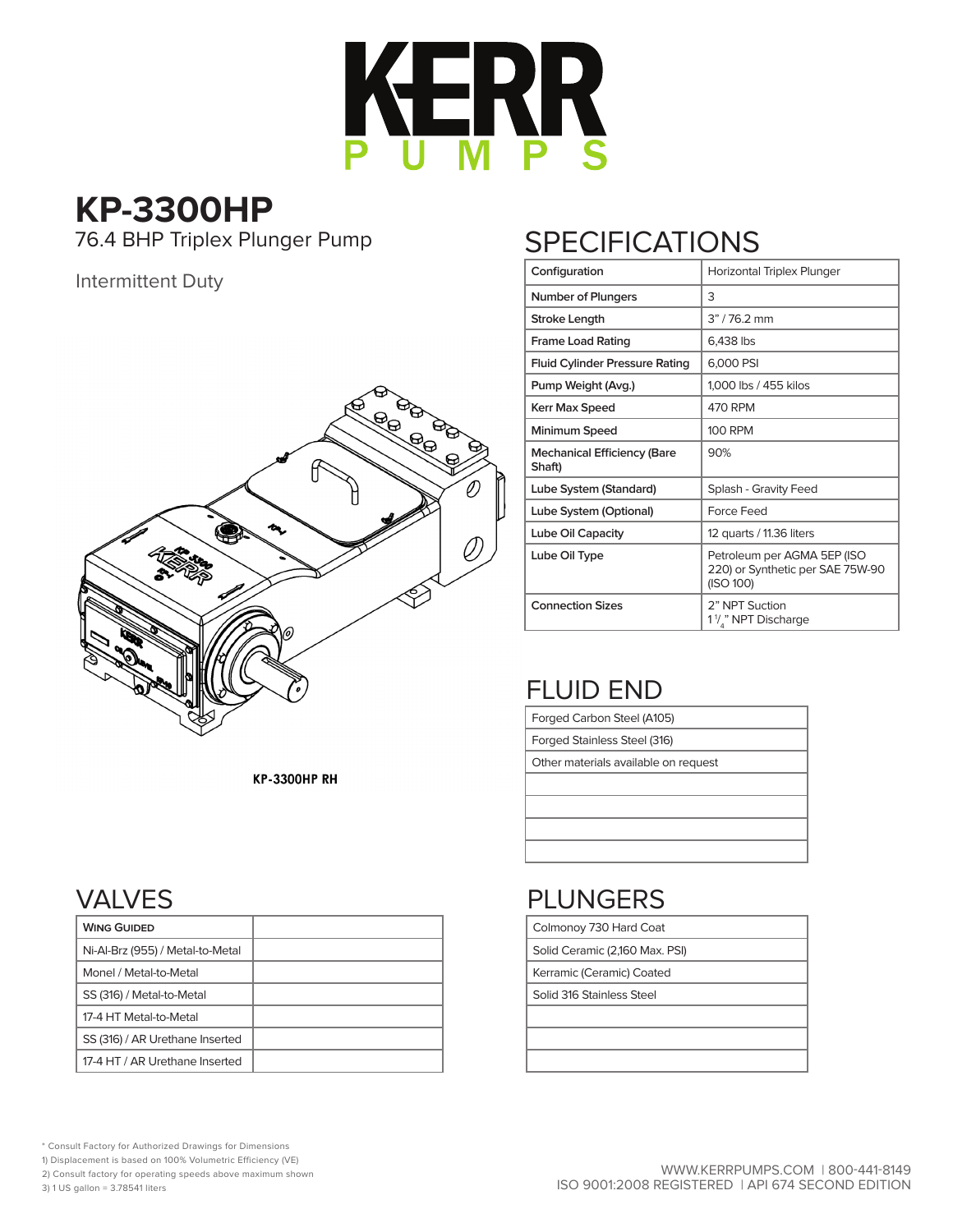# KERR PUMPS

## KP-3300HP

76.4 BHP Triplex Plunger Pump

Intermittent Duty

KP-3300HP RH

## SPECIFICATIONS

| | |
|---|---|
| Configuration | Horizontal Triplex Plunger |
| Number of Plungers | 3 |
| Stroke Length | 3" / 76.2 mm |
| Frame Load Rating | 6,438 lbs |
| Fluid Cylinder Pressure Rating | 6,000 PSI |
| Pump Weight (Avg.) | 1,000 lbs / 455 kilos |
| Kerr Max Speed | 470 RPM |
| Minimum Speed | 100 RPM |
| Mechanical Efficiency (Bare Shaft) | 90% |
| Lube System (Standard) | Splash - Gravity Feed |
| Lube System (Optional) | Force Feed |
| Lube Oil Capacity | 12 quarts / 11.36 liters |
| Lube Oil Type | Petroleum per AGMA 5EP (ISO 220) or Synthetic per SAE 75W-90 (ISO 100) |
| Connection Sizes | 2" NPT Suction<br>1 1/4" NPT Discharge |

## FLUID END

| |
|---|
| Forged Carbon Steel (A105) |
| Forged Stainless Steel (316) |
| Other materials available on request |
| |
| |
| |
| |

## VALVES

| Wing Guided | |
|---|---|
| Ni-Al-Brz (955) / Metal-to-Metal | |
| Monel / Metal-to-Metal | |
| SS (316) / Metal-to-Metal | |
| 17-4 HT Metal-to-Metal | |
| SS (316) / AR Urethane Inserted | |
| 17-4 HT / AR Urethane Inserted | |

## PLUNGERS

| |
|---|
| Colmonoy 730 Hard Coat |
| Solid Ceramic (2,160 Max. PSI) |
| Kerramic (Ceramic) Coated |
| Solid 316 Stainless Steel |
| |
| |
| |

* Consult Factory for Authorized Drawings for Dimensions
1) Displacement is based on 100% Volumetric Efficiency (VE)
2) Consult factory for operating speeds above maximum shown
3) 1 US gallon = 3.78541 liters

WWW.KERRPUMPS.COM | 800-441-8149
ISO 9001:2008 REGISTERED | API 674 SECOND EDITION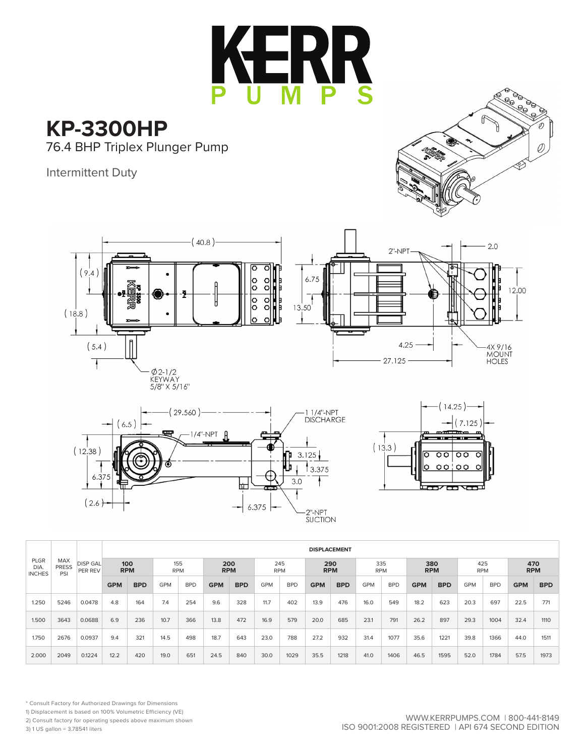# KP-3300HP

76.4 BHP Triplex Plunger Pump

Intermittent Duty

| PLGR DIA. INCHES | MAX PRESS PSI | DISP GAL PER REV | DISPLACEMENT | | | | | | | | | | | | | | | | | |
|---|---|---|---|---|---|---|---|---|---|---|---|---|---|---|---|---|---|---|---|---|
| | | | 100 RPM | | 155 RPM | | 200 RPM | | 245 RPM | | 290 RPM | | 335 RPM | | 380 RPM | | 425 RPM | | 470 RPM | |
| | | | GPM | BPD | GPM | BPD | GPM | BPD | GPM | BPD | GPM | BPD | GPM | BPD | GPM | BPD | GPM | BPD | GPM | BPD |
| 1.250 | 5246 | 0.0478 | 4.8 | 164 | 7.4 | 254 | 9.6 | 328 | 11.7 | 402 | 13.9 | 476 | 16.0 | 549 | 18.2 | 623 | 20.3 | 697 | 22.5 | 771 |
| 1.500 | 3643 | 0.0688 | 6.9 | 236 | 10.7 | 366 | 13.8 | 472 | 16.9 | 579 | 20.0 | 685 | 23.1 | 791 | 26.2 | 897 | 29.3 | 1004 | 32.4 | 1110 |
| 1.750 | 2676 | 0.0937 | 9.4 | 321 | 14.5 | 498 | 18.7 | 643 | 23.0 | 788 | 27.2 | 932 | 31.4 | 1077 | 35.6 | 1221 | 39.8 | 1366 | 44.0 | 1511 |
| 2.000 | 2049 | 0.1224 | 12.2 | 420 | 19.0 | 651 | 24.5 | 840 | 30.0 | 1029 | 35.5 | 1218 | 41.0 | 1406 | 46.5 | 1595 | 52.0 | 1784 | 57.5 | 1973 |

\* Consult Factory for Authorized Drawings for Dimensions

1) Displacement is based on 100% Volumetric Efficiency (VE)

2) Consult factory for operating speeds above maximum shown

3) 1 US gallon = 3.78541 liters

WWW.KERRPUMPS.COM | 800-441-8149

ISO 9001:2008 REGISTERED | API 674 SECOND EDITION